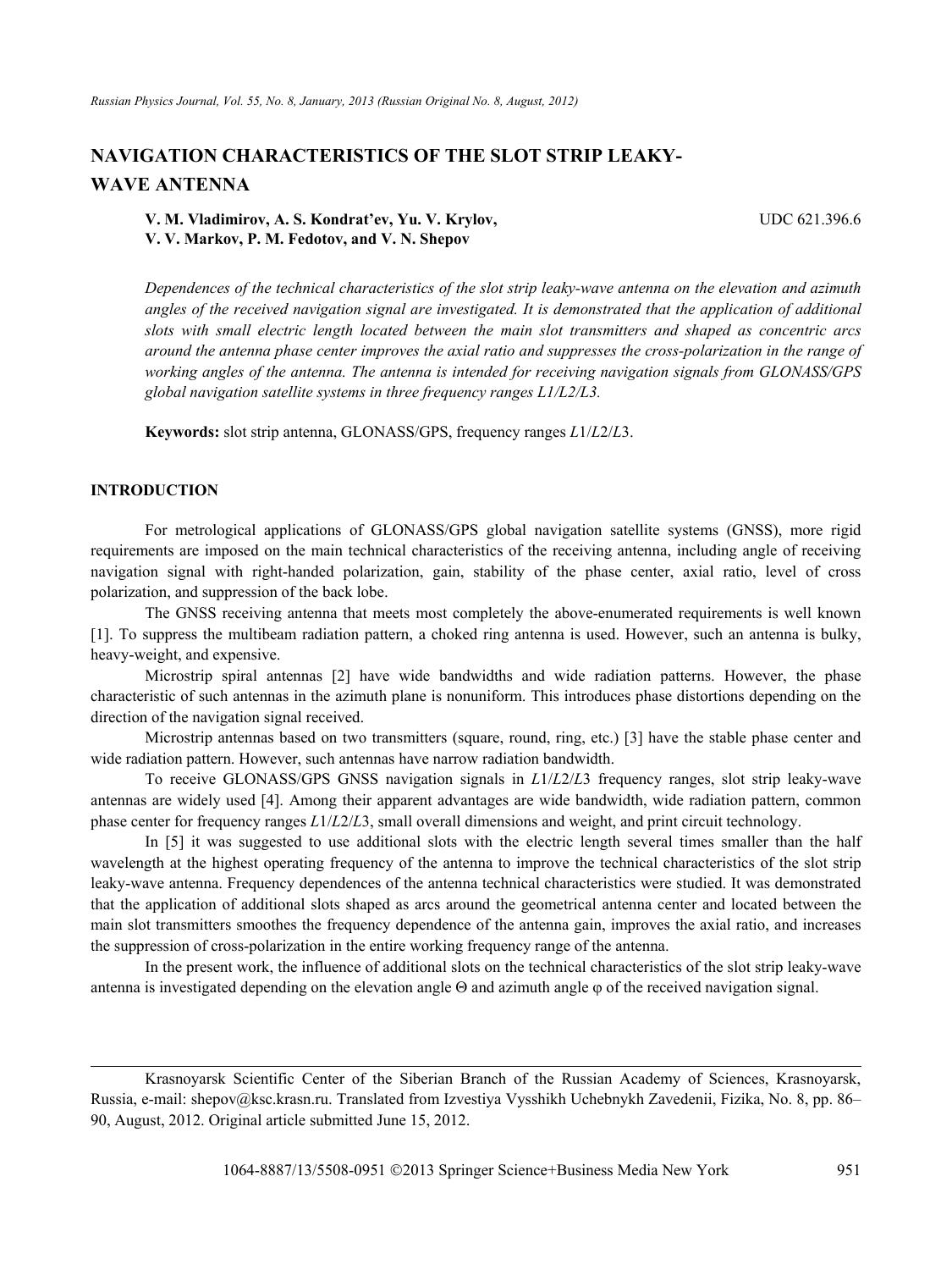# NAVIGATION CHARACTERISTICS OF THE SLOT STRIP LEAKY-WAVE ANTENNA

**V. M. Vladimirov, A. S. Kondrat'ev, Yu. V. Krylov, V. V. Markov, P. M. Fedotov, and V. N. Shepov**

UDC 621.396.6

*Dependences of the technical characteristics of the slot strip leaky-wave antenna on the elevation and azimuth angles of the received navigation signal are investigated. It is demonstrated that the application of additional slots with small electric length located between the main slot transmitters and shaped as concentric arcs around the antenna phase center improves the axial ratio and suppresses the cross-polarization in the range of working angles of the antenna. The antenna is intended for receiving navigation signals from GLONASS/GPS global navigation satellite systems in three frequency ranges L1/L2/L3.*

**Keywords:** slot strip antenna, GLONASS/GPS, frequency ranges *L*1/*L*2/*L*3.

## INTRODUCTION

For metrological applications of GLONASS/GPS global navigation satellite systems (GNSS), more rigid requirements are imposed on the main technical characteristics of the receiving antenna, including angle of receiving navigation signal with right-handed polarization, gain, stability of the phase center, axial ratio, level of cross polarization, and suppression of the back lobe.

The GNSS receiving antenna that meets most completely the above-enumerated requirements is well known [1]. To suppress the multibeam radiation pattern, a choked ring antenna is used. However, such an antenna is bulky, heavy-weight, and expensive.

Microstrip spiral antennas [2] have wide bandwidths and wide radiation patterns. However, the phase characteristic of such antennas in the azimuth plane is nonuniform. This introduces phase distortions depending on the direction of the navigation signal received.

Microstrip antennas based on two transmitters (square, round, ring, etc.) [3] have the stable phase center and wide radiation pattern. However, such antennas have narrow radiation bandwidth.

To receive GLONASS/GPS GNSS navigation signals in *L*1/*L*2/*L*3 frequency ranges, slot strip leaky-wave antennas are widely used [4]. Among their apparent advantages are wide bandwidth, wide radiation pattern, common phase center for frequency ranges *L*1/*L*2/*L*3, small overall dimensions and weight, and print circuit technology.

In [5] it was suggested to use additional slots with the electric length several times smaller than the half wavelength at the highest operating frequency of the antenna to improve the technical characteristics of the slot strip leaky-wave antenna. Frequency dependences of the antenna technical characteristics were studied. It was demonstrated that the application of additional slots shaped as arcs around the geometrical antenna center and located between the main slot transmitters smoothes the frequency dependence of the antenna gain, improves the axial ratio, and increases the suppression of cross-polarization in the entire working frequency range of the antenna.

In the present work, the influence of additional slots on the technical characteristics of the slot strip leaky-wave antenna is investigated depending on the elevation angle $\Theta$ and azimuth angle $\varphi$ of the received navigation signal.

---

Krasnoyarsk Scientific Center of the Siberian Branch of the Russian Academy of Sciences, Krasnoyarsk, Russia, e-mail: shepov@ksc.krasn.ru. Translated from Izvestiya Vysshikh Uchebnykh Zavedenii, Fizika, No. 8, pp. 86–90, August, 2012. Original article submitted June 15, 2012.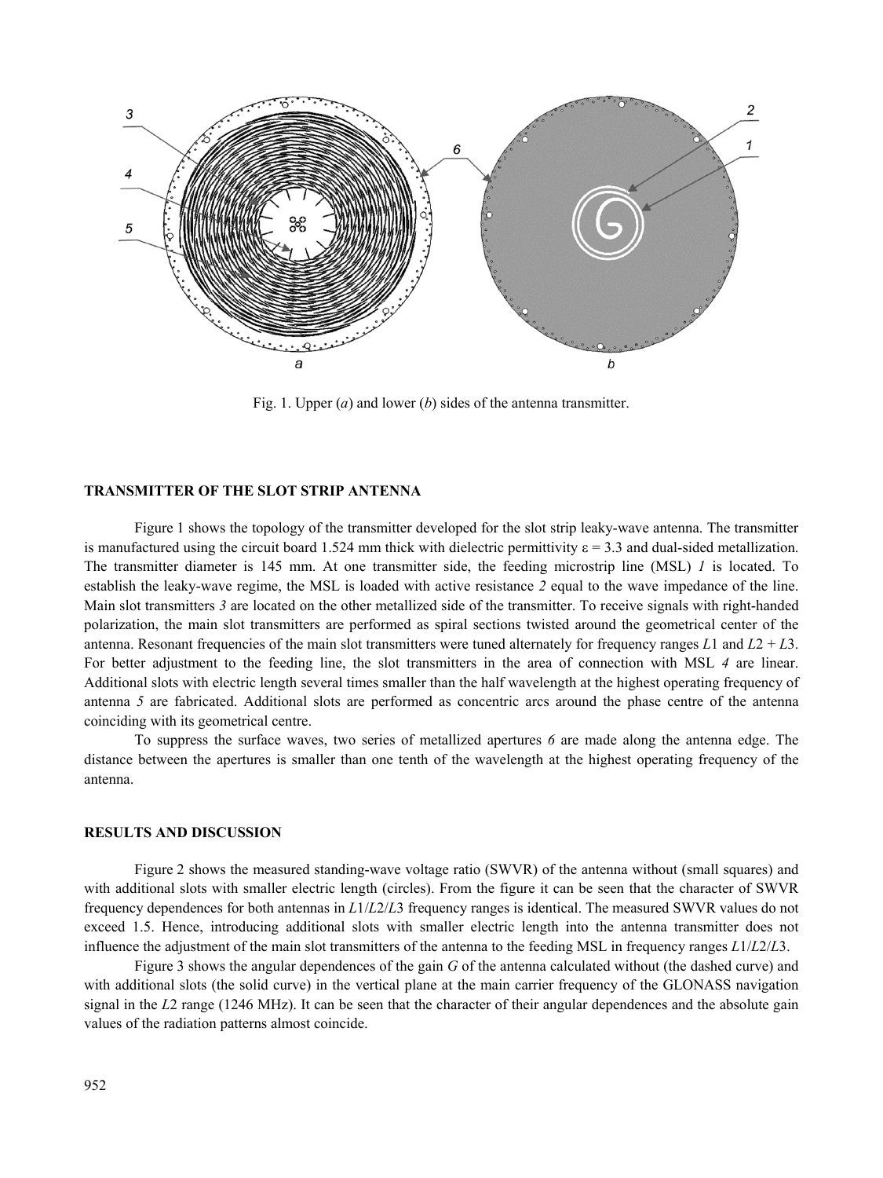Fig. 1. Upper (*a*) and lower (*b*) sides of the antenna transmitter.

## TRANSMITTER OF THE SLOT STRIP ANTENNA

Figure 1 shows the topology of the transmitter developed for the slot strip leaky-wave antenna. The transmitter is manufactured using the circuit board 1.524 mm thick with dielectric permittivity $\varepsilon = 3.3$ and dual-sided metallization. The transmitter diameter is 145 mm. At one transmitter side, the feeding microstrip line (MSL) *1* is located. To establish the leaky-wave regime, the MSL is loaded with active resistance *2* equal to the wave impedance of the line. Main slot transmitters *3* are located on the other metallized side of the transmitter. To receive signals with right-handed polarization, the main slot transmitters are performed as spiral sections twisted around the geometrical center of the antenna. Resonant frequencies of the main slot transmitters were tuned alternately for frequency ranges *L*1 and *L*2 + *L*3. For better adjustment to the feeding line, the slot transmitters in the area of connection with MSL *4* are linear. Additional slots with electric length several times smaller than the half wavelength at the highest operating frequency of antenna *5* are fabricated. Additional slots are performed as concentric arcs around the phase centre of the antenna coinciding with its geometrical centre.

To suppress the surface waves, two series of metallized apertures *6* are made along the antenna edge. The distance between the apertures is smaller than one tenth of the wavelength at the highest operating frequency of the antenna.

## RESULTS AND DISCUSSION

Figure 2 shows the measured standing-wave voltage ratio (SWVR) of the antenna without (small squares) and with additional slots with smaller electric length (circles). From the figure it can be seen that the character of SWVR frequency dependences for both antennas in *L*1/*L*2/*L*3 frequency ranges is identical. The measured SWVR values do not exceed 1.5. Hence, introducing additional slots with smaller electric length into the antenna transmitter does not influence the adjustment of the main slot transmitters of the antenna to the feeding MSL in frequency ranges *L*1/*L*2/*L*3.

Figure 3 shows the angular dependences of the gain *G* of the antenna calculated without (the dashed curve) and with additional slots (the solid curve) in the vertical plane at the main carrier frequency of the GLONASS navigation signal in the *L*2 range (1246 MHz). It can be seen that the character of their angular dependences and the absolute gain values of the radiation patterns almost coincide.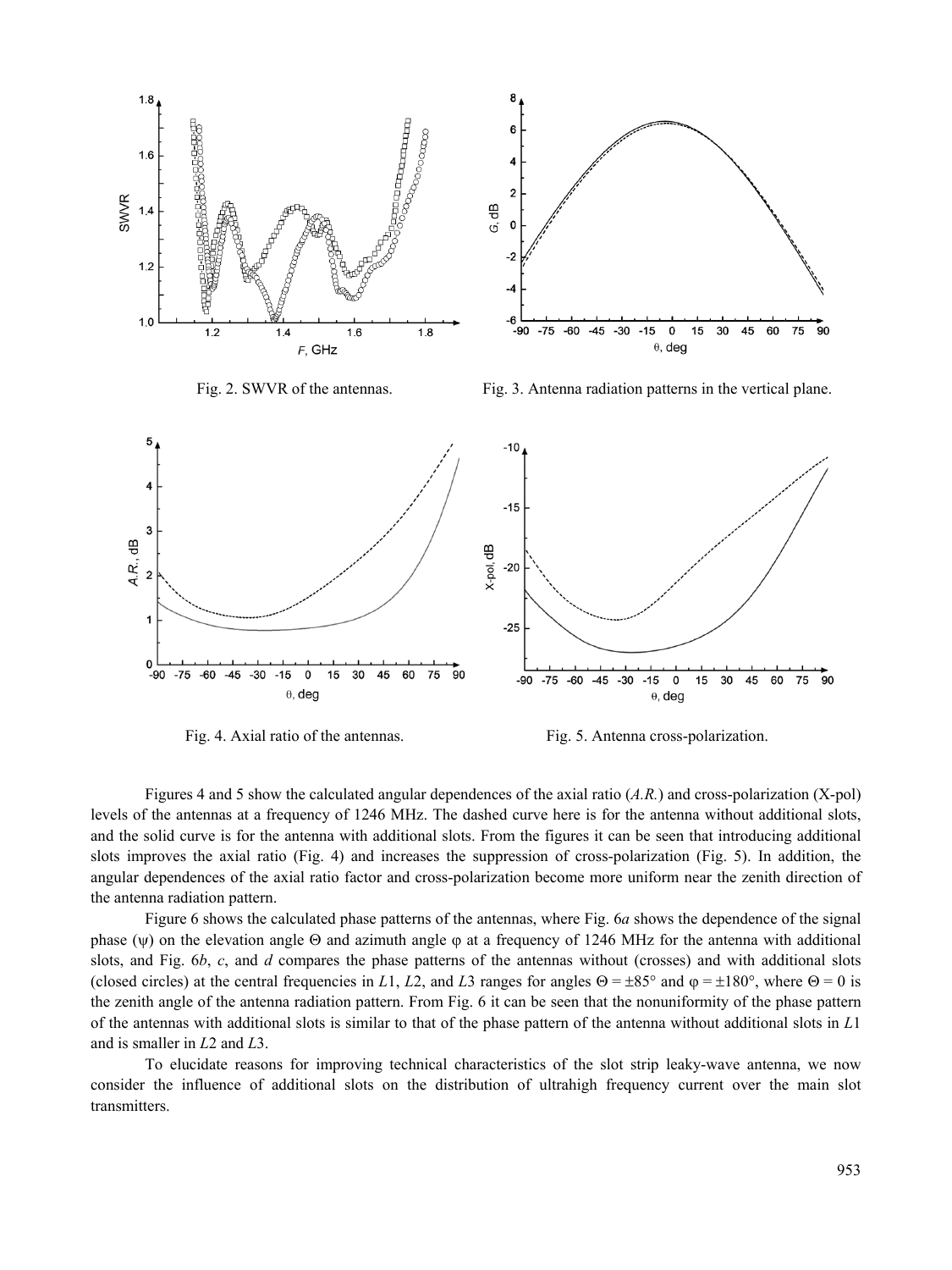Fig. 2. SWVR of the antennas.

Fig. 3. Antenna radiation patterns in the vertical plane.

Fig. 4. Axial ratio of the antennas.

Fig. 5. Antenna cross-polarization.

Figures 4 and 5 show the calculated angular dependences of the axial ratio (*A.R.*) and cross-polarization (X-pol) levels of the antennas at a frequency of 1246 MHz. The dashed curve here is for the antenna without additional slots, and the solid curve is for the antenna with additional slots. From the figures it can be seen that introducing additional slots improves the axial ratio (Fig. 4) and increases the suppression of cross-polarization (Fig. 5). In addition, the angular dependences of the axial ratio factor and cross-polarization become more uniform near the zenith direction of the antenna radiation pattern.

Figure 6 shows the calculated phase patterns of the antennas, where Fig. 6*a* shows the dependence of the signal phase ($\psi$) on the elevation angle $\Theta$ and azimuth angle $\varphi$ at a frequency of 1246 MHz for the antenna with additional slots, and Fig. 6*b*, *c*, and *d* compares the phase patterns of the antennas without (crosses) and with additional slots (closed circles) at the central frequencies in *L*1, *L*2, and *L*3 ranges for angles $\Theta = \pm 85°$ and $\varphi = \pm 180°$, where $\Theta = 0$ is the zenith angle of the antenna radiation pattern. From Fig. 6 it can be seen that the nonuniformity of the phase pattern of the antennas with additional slots is similar to that of the phase pattern of the antenna without additional slots in *L*1 and is smaller in *L*2 and *L*3.

To elucidate reasons for improving technical characteristics of the slot strip leaky-wave antenna, we now consider the influence of additional slots on the distribution of ultrahigh frequency current over the main slot transmitters.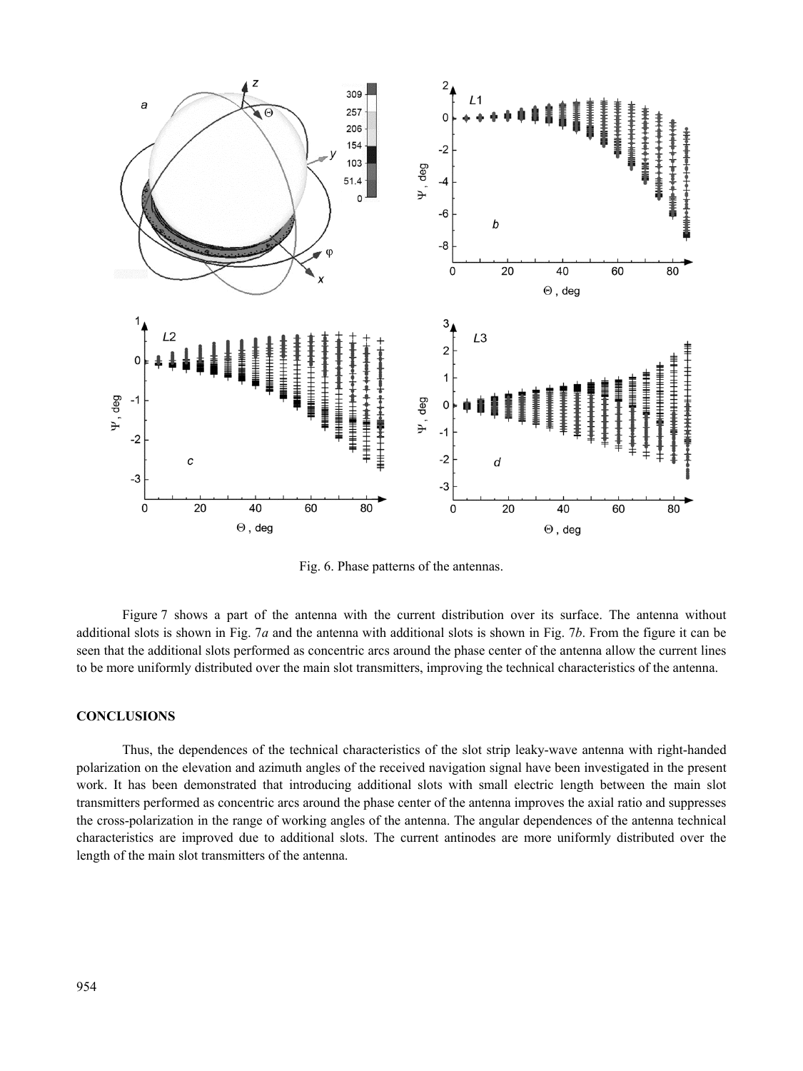Fig. 6. Phase patterns of the antennas.

Figure 7 shows a part of the antenna with the current distribution over its surface. The antenna without additional slots is shown in Fig. 7*a* and the antenna with additional slots is shown in Fig. 7*b*. From the figure it can be seen that the additional slots performed as concentric arcs around the phase center of the antenna allow the current lines to be more uniformly distributed over the main slot transmitters, improving the technical characteristics of the antenna.

## CONCLUSIONS

Thus, the dependences of the technical characteristics of the slot strip leaky-wave antenna with right-handed polarization on the elevation and azimuth angles of the received navigation signal have been investigated in the present work. It has been demonstrated that introducing additional slots with small electric length between the main slot transmitters performed as concentric arcs around the phase center of the antenna improves the axial ratio and suppresses the cross-polarization in the range of working angles of the antenna. The angular dependences of the antenna technical characteristics are improved due to additional slots. The current antinodes are more uniformly distributed over the length of the main slot transmitters of the antenna.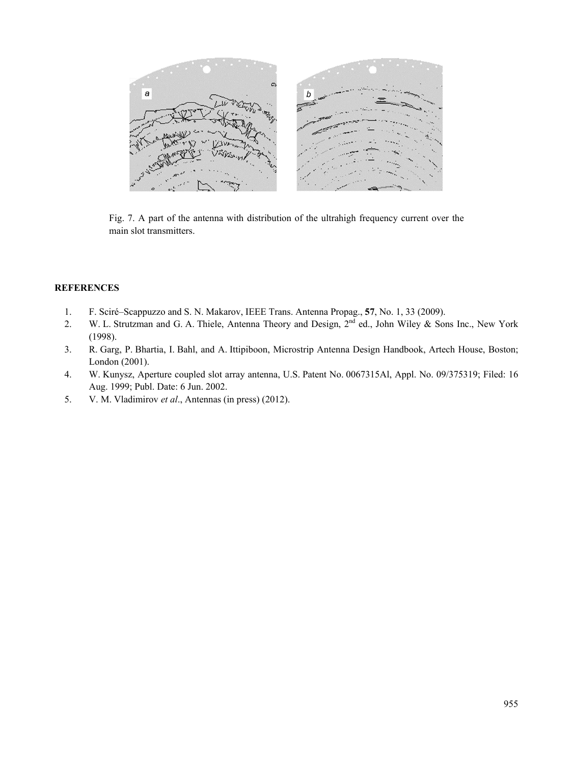a

b

Fig. 7. A part of the antenna with distribution of the ultrahigh frequency current over the main slot transmitters.

## REFERENCES

1. F. Sciré–Scappuzzo and S. N. Makarov, IEEE Trans. Antenna Propag., **57**, No. 1, 33 (2009).
2. W. L. Strutzman and G. A. Thiele, Antenna Theory and Design, 2nd ed., John Wiley & Sons Inc., New York (1998).
3. R. Garg, P. Bhartia, I. Bahl, and A. Ittipiboon, Microstrip Antenna Design Handbook, Artech House, Boston; London (2001).
4. W. Kunysz, Aperture coupled slot array antenna, U.S. Patent No. 0067315Al, Appl. No. 09/375319; Filed: 16 Aug. 1999; Publ. Date: 6 Jun. 2002.
5. V. M. Vladimirov *et al*., Antennas (in press) (2012).